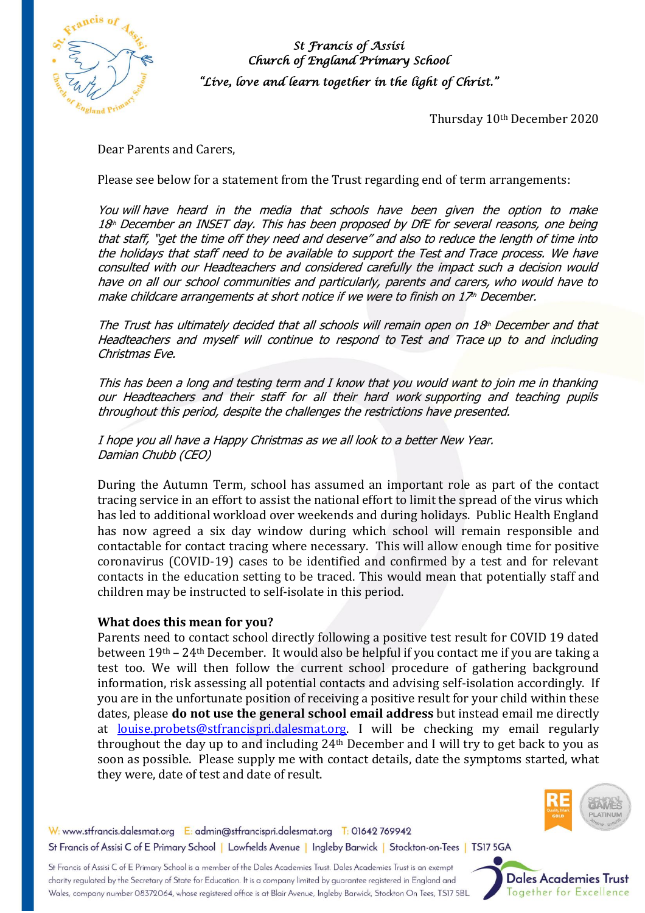St Francis of Assisi
Church of England Primary School
*"Live, love and learn together in the light of Christ."*

Thursday 10th December 2020

Dear Parents and Carers,

Please see below for a statement from the Trust regarding end of term arrangements:

*You will have heard in the media that schools have been given the option to make 18th December an INSET day. This has been proposed by DfE for several reasons, one being that staff, "get the time off they need and deserve" and also to reduce the length of time into the holidays that staff need to be available to support the Test and Trace process. We have consulted with our Headteachers and considered carefully the impact such a decision would have on all our school communities and particularly, parents and carers, who would have to make childcare arrangements at short notice if we were to finish on 17th December.*

*The Trust has ultimately decided that all schools will remain open on 18th December and that Headteachers and myself will continue to respond to Test and Trace up to and including Christmas Eve.*

*This has been a long and testing term and I know that you would want to join me in thanking our Headteachers and their staff for all their hard work supporting and teaching pupils throughout this period, despite the challenges the restrictions have presented.*

*I hope you all have a Happy Christmas as we all look to a better New Year.*
*Damian Chubb (CEO)*

During the Autumn Term, school has assumed an important role as part of the contact tracing service in an effort to assist the national effort to limit the spread of the virus which has led to additional workload over weekends and during holidays. Public Health England has now agreed a six day window during which school will remain responsible and contactable for contact tracing where necessary. This will allow enough time for positive coronavirus (COVID-19) cases to be identified and confirmed by a test and for relevant contacts in the education setting to be traced. This would mean that potentially staff and children may be instructed to self-isolate in this period.

**What does this mean for you?**

Parents need to contact school directly following a positive test result for COVID 19 dated between 19th – 24th December. It would also be helpful if you contact me if you are taking a test too. We will then follow the current school procedure of gathering background information, risk assessing all potential contacts and advising self-isolation accordingly. If you are in the unfortunate position of receiving a positive result for your child within these dates, please **do not use the general school email address** but instead email me directly at louise.probets@stfrancispri.dalesmat.org. I will be checking my email regularly throughout the day up to and including 24th December and I will try to get back to you as soon as possible. Please supply me with contact details, date the symptoms started, what they were, date of test and date of result.

W: www.stfrancis.dalesmat.org E: admin@stfrancispri.dalesmat.org T: 01642 769942
St Francis of Assisi C of E Primary School | Lowfields Avenue | Ingleby Barwick | Stockton-on-Tees | TS17 5GA

St Francis of Assisi C of E Primary School is a member of the Dales Academies Trust. Dales Academies Trust is an exempt charity regulated by the Secretary of State for Education. It is a company limited by guarantee registered in England and Wales, company number 08372064, whose registered office is at Blair Avenue, Ingleby Barwick, Stockton On Tees, TS17 5BL

Dales Academies Trust – Together for Excellence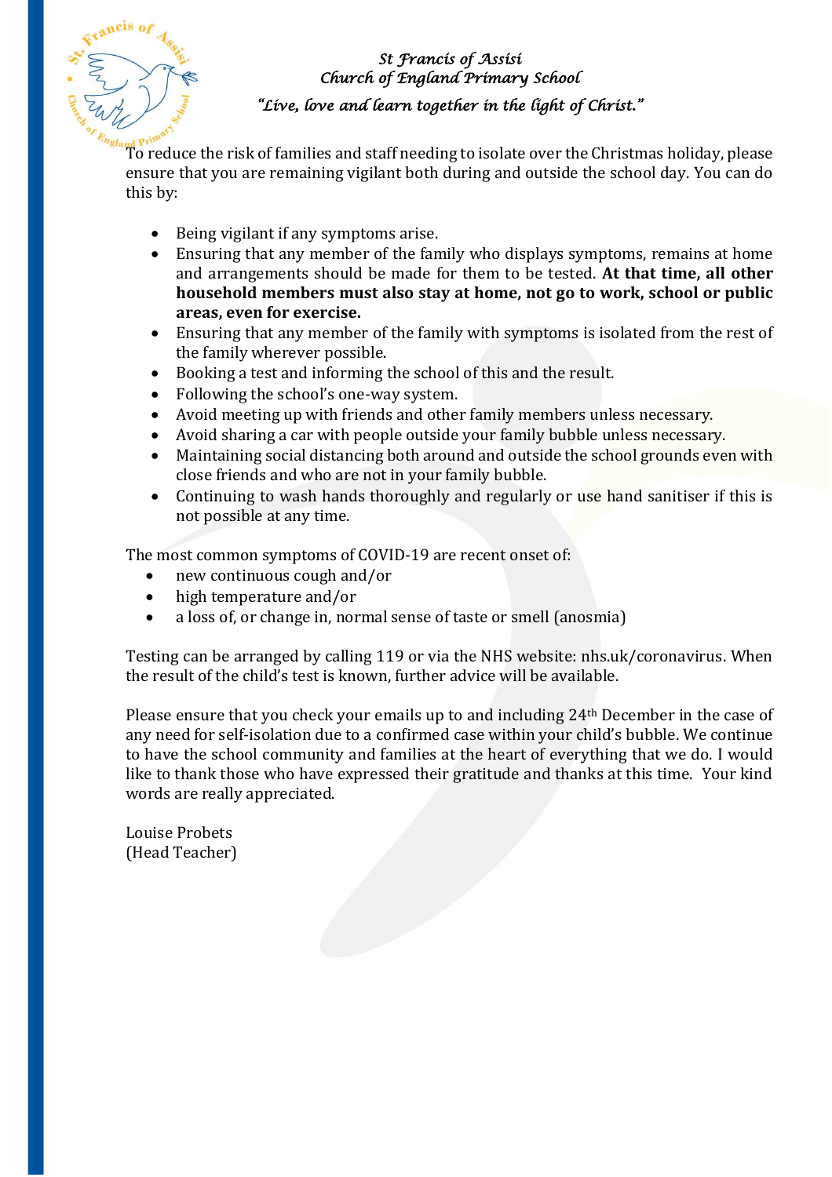*St Francis of Assisi*
*Church of England Primary School*
*"Live, love and learn together in the light of Christ."*

To reduce the risk of families and staff needing to isolate over the Christmas holiday, please ensure that you are remaining vigilant both during and outside the school day. You can do this by:

- Being vigilant if any symptoms arise.
- Ensuring that any member of the family who displays symptoms, remains at home and arrangements should be made for them to be tested. **At that time, all other household members must also stay at home, not go to work, school or public areas, even for exercise.**
- Ensuring that any member of the family with symptoms is isolated from the rest of the family wherever possible.
- Booking a test and informing the school of this and the result.
- Following the school's one-way system.
- Avoid meeting up with friends and other family members unless necessary.
- Avoid sharing a car with people outside your family bubble unless necessary.
- Maintaining social distancing both around and outside the school grounds even with close friends and who are not in your family bubble.
- Continuing to wash hands thoroughly and regularly or use hand sanitiser if this is not possible at any time.

The most common symptoms of COVID-19 are recent onset of:

- new continuous cough and/or
- high temperature and/or
- a loss of, or change in, normal sense of taste or smell (anosmia)

Testing can be arranged by calling 119 or via the NHS website: nhs.uk/coronavirus. When the result of the child's test is known, further advice will be available.

Please ensure that you check your emails up to and including 24th December in the case of any need for self-isolation due to a confirmed case within your child's bubble. We continue to have the school community and families at the heart of everything that we do. I would like to thank those who have expressed their gratitude and thanks at this time. Your kind words are really appreciated.

Louise Probets
(Head Teacher)